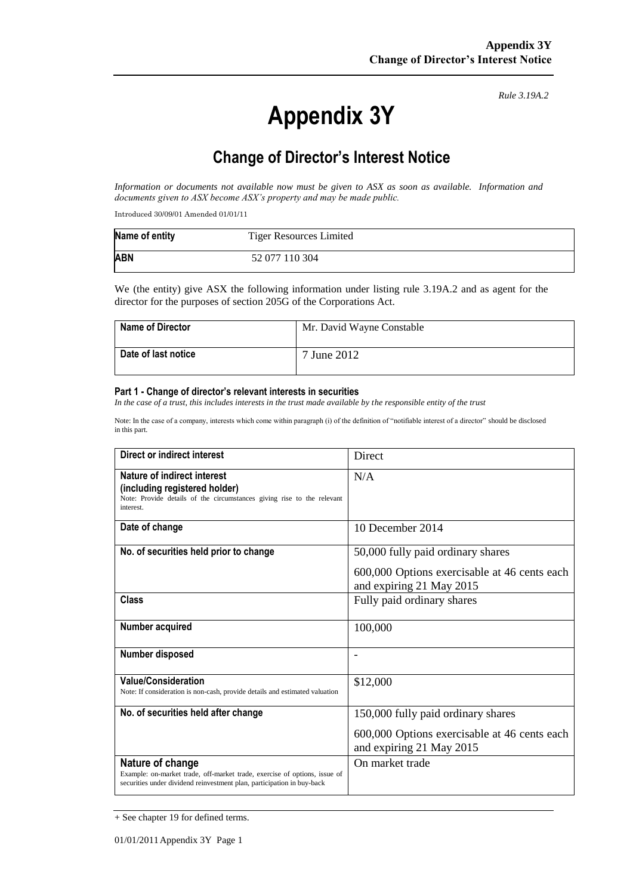*Rule 3.19A.2*

# Appendix 3Y

## Change of Director's Interest Notice

*Information or documents not available now must be given to ASX as soon as available. Information and documents given to ASX become ASX's property and may be made public.*

Introduced 30/09/01 Amended 01/01/11

| **Name of entity** | Tiger Resources Limited |
|---|---|
| **ABN** | 52 077 110 304 |

We (the entity) give ASX the following information under listing rule 3.19A.2 and as agent for the director for the purposes of section 205G of the Corporations Act.

| **Name of Director** | Mr. David Wayne Constable |
|---|---|
| **Date of last notice** | 7 June 2012 |

#### Part 1 - Change of director's relevant interests in securities

*In the case of a trust, this includes interests in the trust made available by the responsible entity of the trust*

Note: In the case of a company, interests which come within paragraph (i) of the definition of "notifiable interest of a director" should be disclosed in this part.

| **Direct or indirect interest** | Direct |
|---|---|
| **Nature of indirect interest (including registered holder)**<br>Note: Provide details of the circumstances giving rise to the relevant interest. | N/A |
| **Date of change** | 10 December 2014 |
| **No. of securities held prior to change** | 50,000 fully paid ordinary shares<br>600,000 Options exercisable at 46 cents each and expiring 21 May 2015 |
| **Class** | Fully paid ordinary shares |
| **Number acquired** | 100,000 |
| **Number disposed** | - |
| **Value/Consideration**<br>Note: If consideration is non-cash, provide details and estimated valuation | $12,000 |
| **No. of securities held after change** | 150,000 fully paid ordinary shares<br>600,000 Options exercisable at 46 cents each and expiring 21 May 2015 |
| **Nature of change**<br>Example: on-market trade, off-market trade, exercise of options, issue of securities under dividend reinvestment plan, participation in buy-back | On market trade |

+ See chapter 19 for defined terms.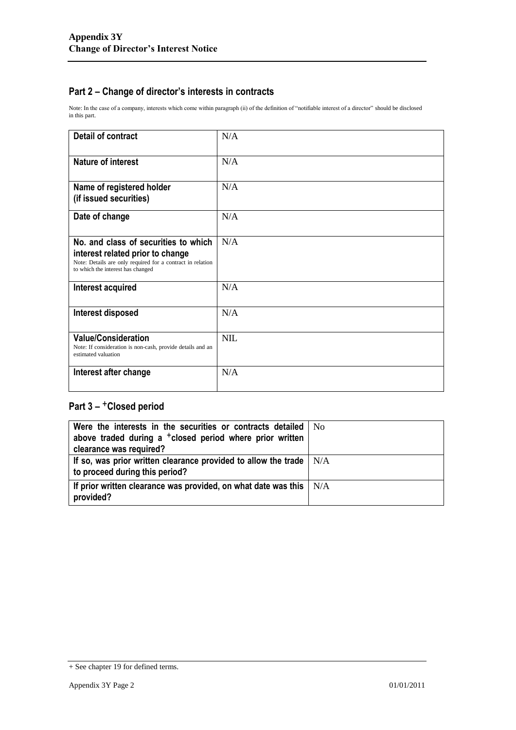## Part 2 – Change of director's interests in contracts

Note: In the case of a company, interests which come within paragraph (ii) of the definition of "notifiable interest of a director" should be disclosed in this part.

| | |
|---|---|
| **Detail of contract** | N/A |
| **Nature of interest** | N/A |
| **Name of registered holder (if issued securities)** | N/A |
| **Date of change** | N/A |
| **No. and class of securities to which interest related prior to change** Note: Details are only required for a contract in relation to which the interest has changed | N/A |
| **Interest acquired** | N/A |
| **Interest disposed** | N/A |
| **Value/Consideration** Note: If consideration is non-cash, provide details and an estimated valuation | NIL |
| **Interest after change** | N/A |

## Part 3 – +Closed period

| | |
|---|---|
| **Were the interests in the securities or contracts detailed above traded during a +closed period where prior written clearance was required?** | No |
| **If so, was prior written clearance provided to allow the trade to proceed during this period?** | N/A |
| **If prior written clearance was provided, on what date was this provided?** | N/A |

+ See chapter 19 for defined terms.